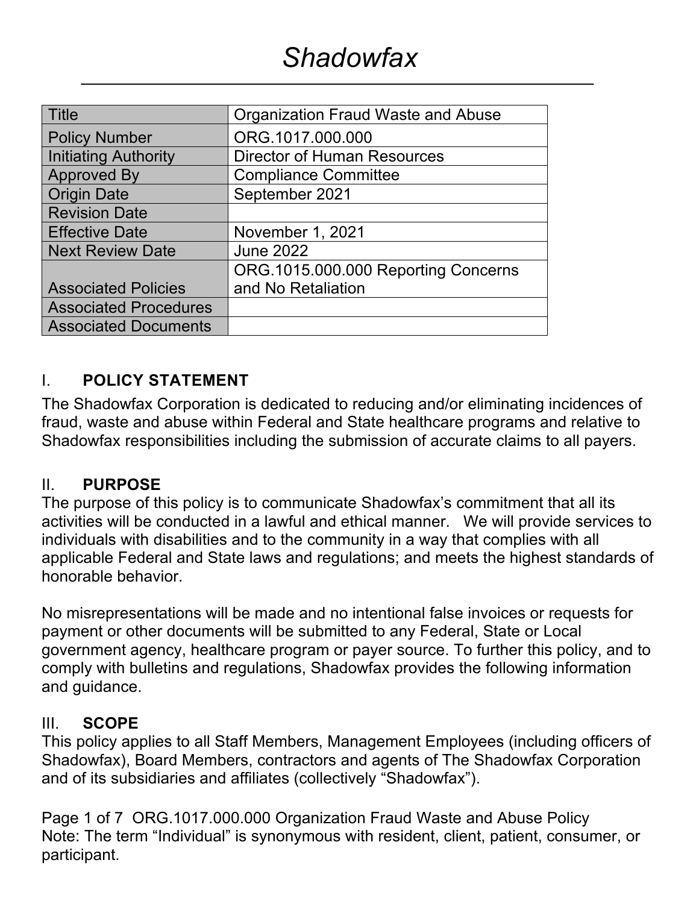# *Shadowfax*

| Title | Organization Fraud Waste and Abuse |
|---|---|
| Policy Number | ORG.1017.000.000 |
| Initiating Authority | Director of Human Resources |
| Approved By | Compliance Committee |
| Origin Date | September 2021 |
| Revision Date | |
| Effective Date | November 1, 2021 |
| Next Review Date | June 2022 |
| Associated Policies | ORG.1015.000.000 Reporting Concerns and No Retaliation |
| Associated Procedures | |
| Associated Documents | |

## I. POLICY STATEMENT

The Shadowfax Corporation is dedicated to reducing and/or eliminating incidences of fraud, waste and abuse within Federal and State healthcare programs and relative to Shadowfax responsibilities including the submission of accurate claims to all payers.

## II. PURPOSE

The purpose of this policy is to communicate Shadowfax's commitment that all its activities will be conducted in a lawful and ethical manner. We will provide services to individuals with disabilities and to the community in a way that complies with all applicable Federal and State laws and regulations; and meets the highest standards of honorable behavior.

No misrepresentations will be made and no intentional false invoices or requests for payment or other documents will be submitted to any Federal, State or Local government agency, healthcare program or payer source. To further this policy, and to comply with bulletins and regulations, Shadowfax provides the following information and guidance.

## III. SCOPE

This policy applies to all Staff Members, Management Employees (including officers of Shadowfax), Board Members, contractors and agents of The Shadowfax Corporation and of its subsidiaries and affiliates (collectively "Shadowfax").

Note: The term "Individual" is synonymous with resident, client, patient, consumer, or participant.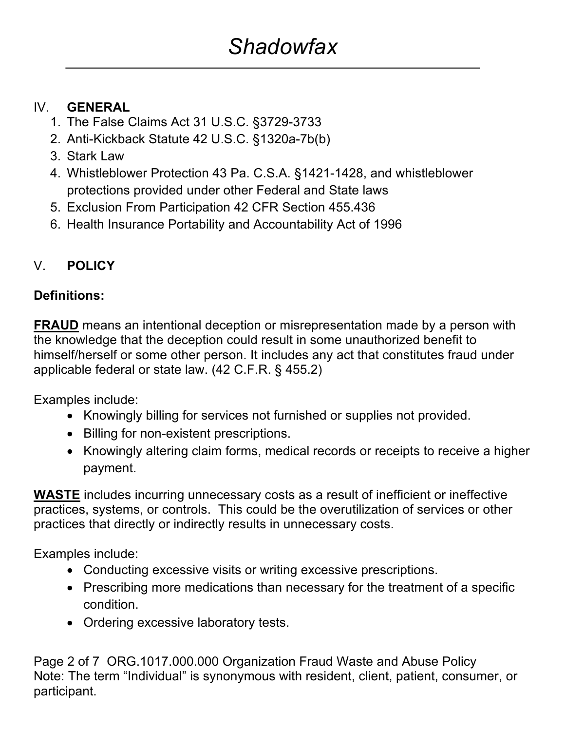## IV. GENERAL

1. The False Claims Act 31 U.S.C. §3729-3733
2. Anti-Kickback Statute 42 U.S.C. §1320a-7b(b)
3. Stark Law
4. Whistleblower Protection 43 Pa. C.S.A. §1421-1428, and whistleblower protections provided under other Federal and State laws
5. Exclusion From Participation 42 CFR Section 455.436
6. Health Insurance Portability and Accountability Act of 1996

## V. POLICY

**Definitions:**

**<u>FRAUD</u>** means an intentional deception or misrepresentation made by a person with the knowledge that the deception could result in some unauthorized benefit to himself/herself or some other person. It includes any act that constitutes fraud under applicable federal or state law. (42 C.F.R. § 455.2)

Examples include:

- Knowingly billing for services not furnished or supplies not provided.
- Billing for non-existent prescriptions.
- Knowingly altering claim forms, medical records or receipts to receive a higher payment.

**<u>WASTE</u>** includes incurring unnecessary costs as a result of inefficient or ineffective practices, systems, or controls. This could be the overutilization of services or other practices that directly or indirectly results in unnecessary costs.

Examples include:

- Conducting excessive visits or writing excessive prescriptions.
- Prescribing more medications than necessary for the treatment of a specific condition.
- Ordering excessive laboratory tests.

Note: The term "Individual" is synonymous with resident, client, patient, consumer, or participant.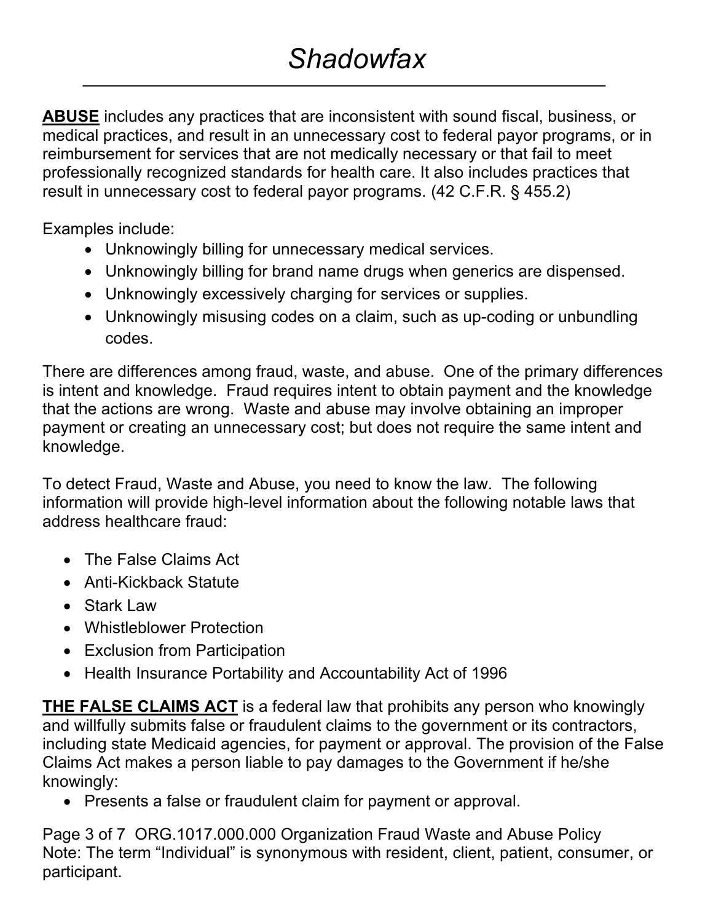**ABUSE** includes any practices that are inconsistent with sound fiscal, business, or medical practices, and result in an unnecessary cost to federal payor programs, or in reimbursement for services that are not medically necessary or that fail to meet professionally recognized standards for health care. It also includes practices that result in unnecessary cost to federal payor programs. (42 C.F.R. § 455.2)

Examples include:

- Unknowingly billing for unnecessary medical services.
- Unknowingly billing for brand name drugs when generics are dispensed.
- Unknowingly excessively charging for services or supplies.
- Unknowingly misusing codes on a claim, such as up-coding or unbundling codes.

There are differences among fraud, waste, and abuse. One of the primary differences is intent and knowledge. Fraud requires intent to obtain payment and the knowledge that the actions are wrong. Waste and abuse may involve obtaining an improper payment or creating an unnecessary cost; but does not require the same intent and knowledge.

To detect Fraud, Waste and Abuse, you need to know the law. The following information will provide high-level information about the following notable laws that address healthcare fraud:

- The False Claims Act
- Anti-Kickback Statute
- Stark Law
- Whistleblower Protection
- Exclusion from Participation
- Health Insurance Portability and Accountability Act of 1996

**THE FALSE CLAIMS ACT** is a federal law that prohibits any person who knowingly and willfully submits false or fraudulent claims to the government or its contractors, including state Medicaid agencies, for payment or approval. The provision of the False Claims Act makes a person liable to pay damages to the Government if he/she knowingly:

- Presents a false or fraudulent claim for payment or approval.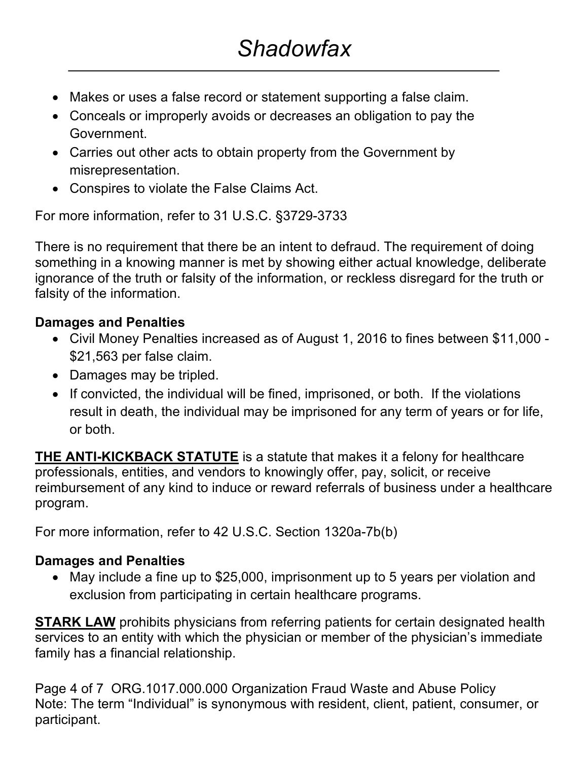- Makes or uses a false record or statement supporting a false claim.
- Conceals or improperly avoids or decreases an obligation to pay the Government.
- Carries out other acts to obtain property from the Government by misrepresentation.
- Conspires to violate the False Claims Act.

For more information, refer to 31 U.S.C. §3729-3733

There is no requirement that there be an intent to defraud. The requirement of doing something in a knowing manner is met by showing either actual knowledge, deliberate ignorance of the truth or falsity of the information, or reckless disregard for the truth or falsity of the information.

**Damages and Penalties**

- Civil Money Penalties increased as of August 1, 2016 to fines between $11,000 - $21,563 per false claim.
- Damages may be tripled.
- If convicted, the individual will be fined, imprisoned, or both. If the violations result in death, the individual may be imprisoned for any term of years or for life, or both.

**THE ANTI-KICKBACK STATUTE** is a statute that makes it a felony for healthcare professionals, entities, and vendors to knowingly offer, pay, solicit, or receive reimbursement of any kind to induce or reward referrals of business under a healthcare program.

For more information, refer to 42 U.S.C. Section 1320a-7b(b)

**Damages and Penalties**

- May include a fine up to $25,000, imprisonment up to 5 years per violation and exclusion from participating in certain healthcare programs.

**STARK LAW** prohibits physicians from referring patients for certain designated health services to an entity with which the physician or member of the physician's immediate family has a financial relationship.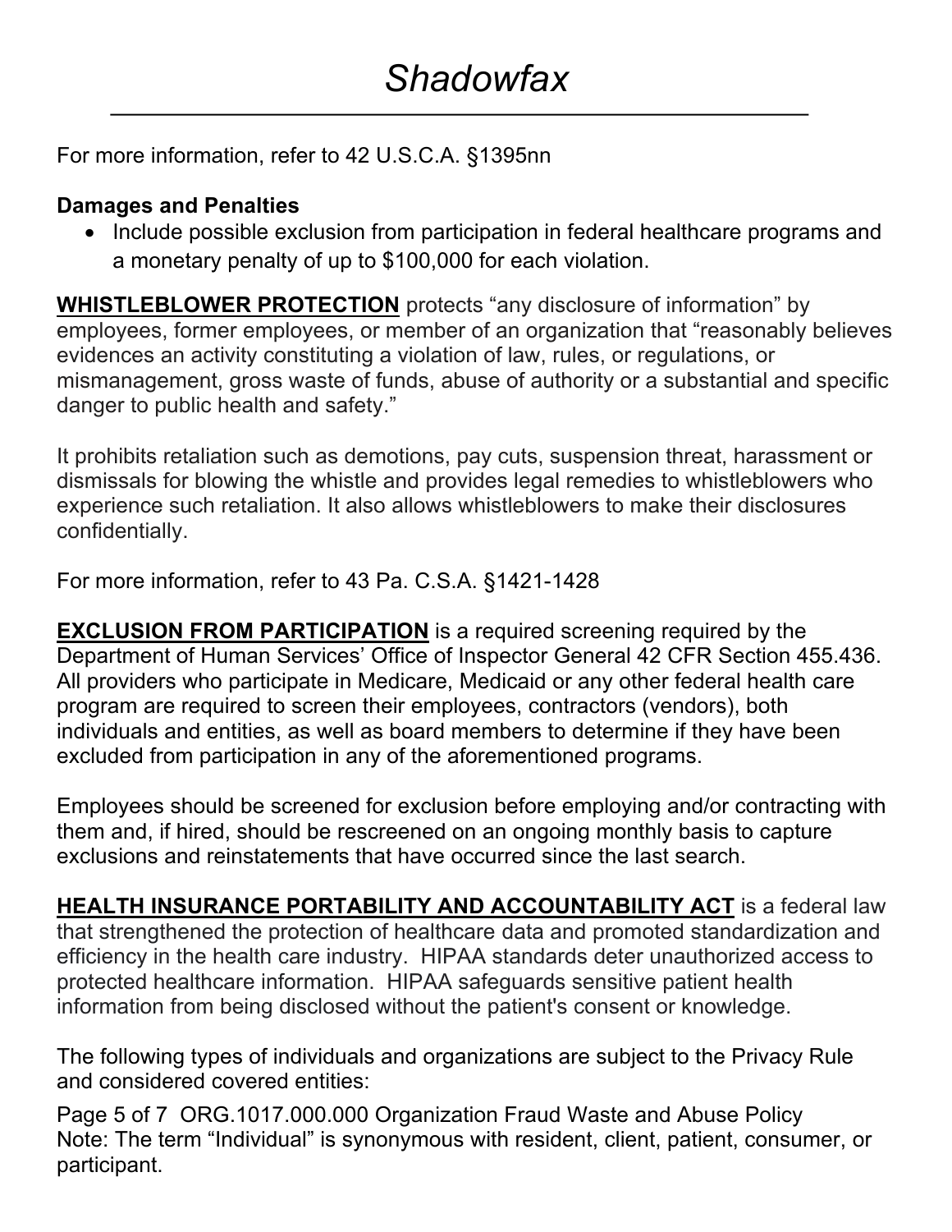For more information, refer to 42 U.S.C.A. §1395nn

**Damages and Penalties**

- Include possible exclusion from participation in federal healthcare programs and a monetary penalty of up to $100,000 for each violation.

**WHISTLEBLOWER PROTECTION** protects "any disclosure of information" by employees, former employees, or member of an organization that "reasonably believes evidences an activity constituting a violation of law, rules, or regulations, or mismanagement, gross waste of funds, abuse of authority or a substantial and specific danger to public health and safety."

It prohibits retaliation such as demotions, pay cuts, suspension threat, harassment or dismissals for blowing the whistle and provides legal remedies to whistleblowers who experience such retaliation. It also allows whistleblowers to make their disclosures confidentially.

For more information, refer to 43 Pa. C.S.A. §1421-1428

**EXCLUSION FROM PARTICIPATION** is a required screening required by the Department of Human Services' Office of Inspector General 42 CFR Section 455.436. All providers who participate in Medicare, Medicaid or any other federal health care program are required to screen their employees, contractors (vendors), both individuals and entities, as well as board members to determine if they have been excluded from participation in any of the aforementioned programs.

Employees should be screened for exclusion before employing and/or contracting with them and, if hired, should be rescreened on an ongoing monthly basis to capture exclusions and reinstatements that have occurred since the last search.

**HEALTH INSURANCE PORTABILITY AND ACCOUNTABILITY ACT** is a federal law that strengthened the protection of healthcare data and promoted standardization and efficiency in the health care industry. HIPAA standards deter unauthorized access to protected healthcare information. HIPAA safeguards sensitive patient health information from being disclosed without the patient's consent or knowledge.

The following types of individuals and organizations are subject to the Privacy Rule and considered covered entities: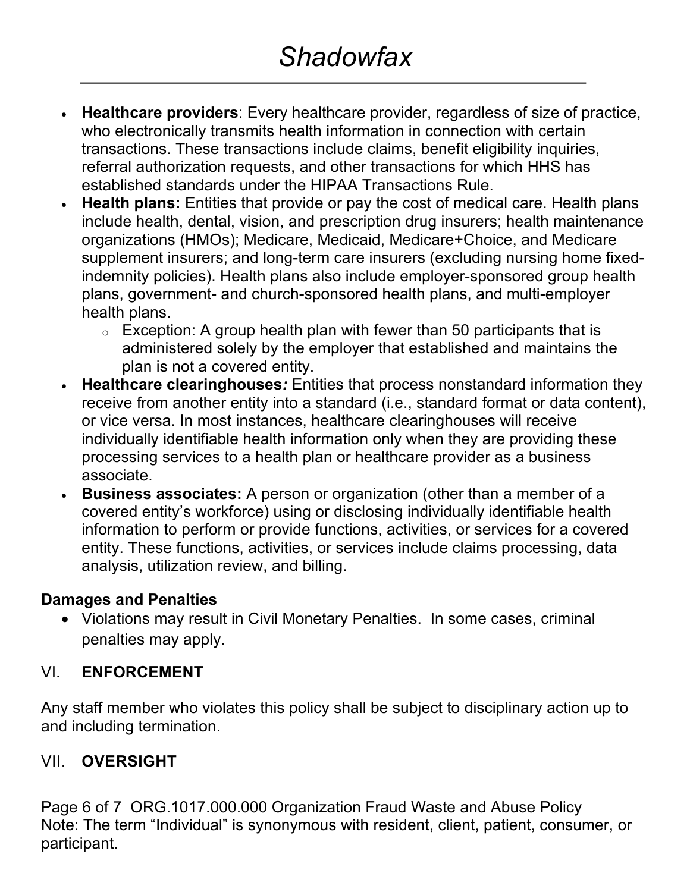- **Healthcare providers**: Every healthcare provider, regardless of size of practice, who electronically transmits health information in connection with certain transactions. These transactions include claims, benefit eligibility inquiries, referral authorization requests, and other transactions for which HHS has established standards under the HIPAA Transactions Rule.
- **Health plans:** Entities that provide or pay the cost of medical care. Health plans include health, dental, vision, and prescription drug insurers; health maintenance organizations (HMOs); Medicare, Medicaid, Medicare+Choice, and Medicare supplement insurers; and long-term care insurers (excluding nursing home fixed-indemnity policies). Health plans also include employer-sponsored group health plans, government- and church-sponsored health plans, and multi-employer health plans.
  - Exception: A group health plan with fewer than 50 participants that is administered solely by the employer that established and maintains the plan is not a covered entity.
- **Healthcare clearinghouses*:*** Entities that process nonstandard information they receive from another entity into a standard (i.e., standard format or data content), or vice versa. In most instances, healthcare clearinghouses will receive individually identifiable health information only when they are providing these processing services to a health plan or healthcare provider as a business associate.
- **Business associates:** A person or organization (other than a member of a covered entity's workforce) using or disclosing individually identifiable health information to perform or provide functions, activities, or services for a covered entity. These functions, activities, or services include claims processing, data analysis, utilization review, and billing.

**Damages and Penalties**

- Violations may result in Civil Monetary Penalties. In some cases, criminal penalties may apply.

## VI. ENFORCEMENT

Any staff member who violates this policy shall be subject to disciplinary action up to and including termination.

## VII. OVERSIGHT

Note: The term "Individual" is synonymous with resident, client, patient, consumer, or participant.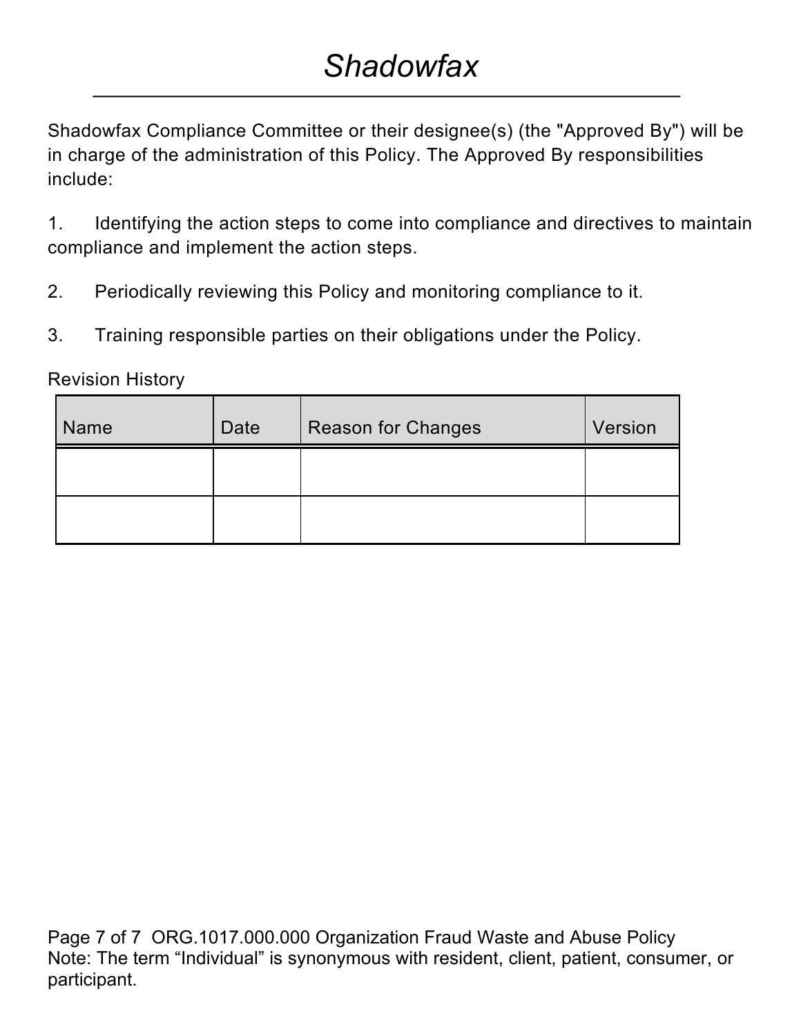Shadowfax Compliance Committee or their designee(s) (the "Approved By") will be in charge of the administration of this Policy. The Approved By responsibilities include:

1. Identifying the action steps to come into compliance and directives to maintain compliance and implement the action steps.

2. Periodically reviewing this Policy and monitoring compliance to it.

3. Training responsible parties on their obligations under the Policy.

Revision History

| Name | Date | Reason for Changes | Version |
| --- | --- | --- | --- |
| | | | |
| | | | |

Note: The term “Individual” is synonymous with resident, client, patient, consumer, or participant.